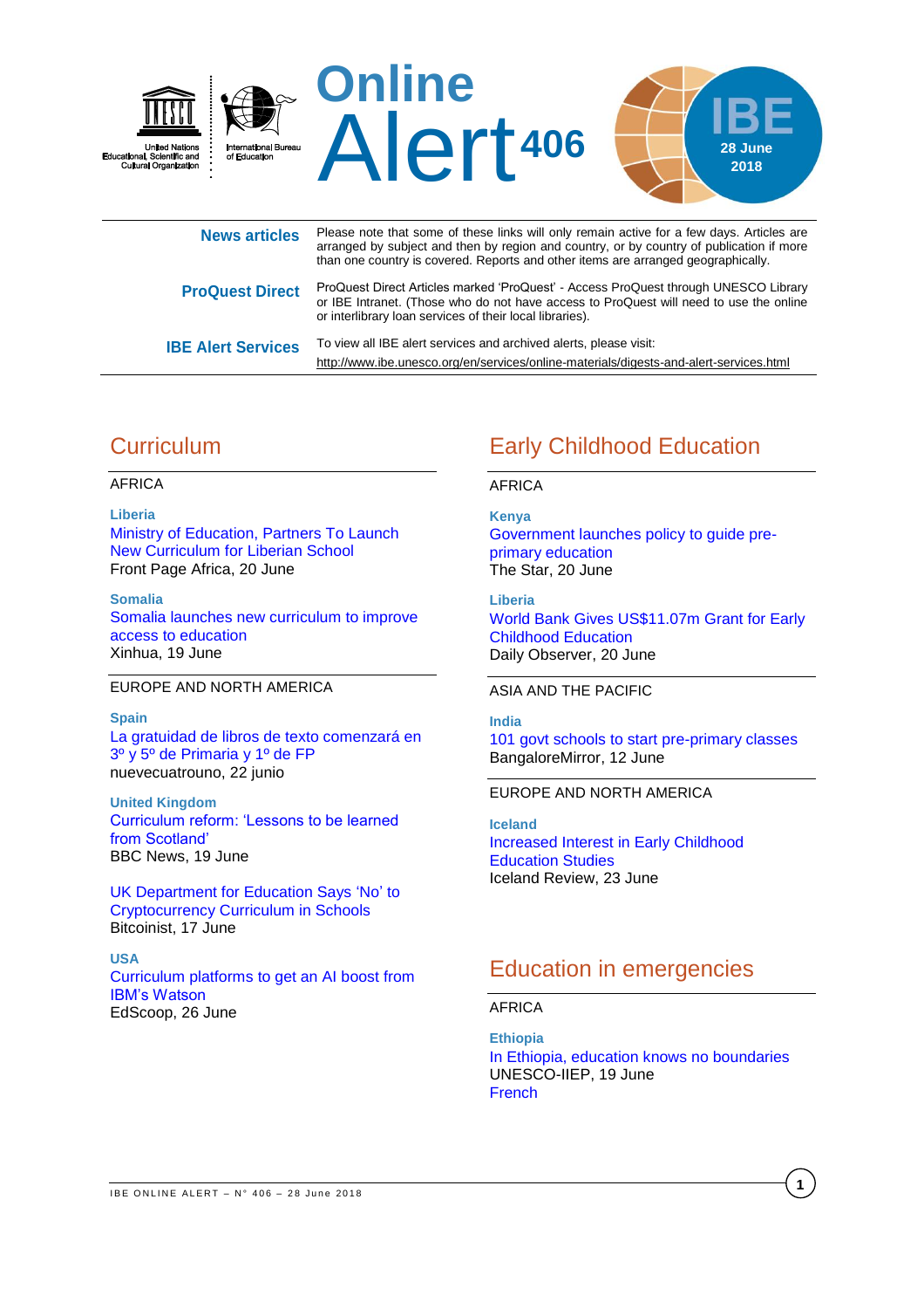# Online Alert 406

IBE 28 June 2018

**News articles** Please note that some of these links will only remain active for a few days. Articles are arranged by subject and then by region and country, or by country of publication if more than one country is covered. Reports and other items are arranged geographically.

**ProQuest Direct** ProQuest Direct Articles marked 'ProQuest' - Access ProQuest through UNESCO Library or IBE Intranet. (Those who do not have access to ProQuest will need to use the online or interlibrary loan services of their local libraries).

**IBE Alert Services** To view all IBE alert services and archived alerts, please visit:
http://www.ibe.unesco.org/en/services/online-materials/digests-and-alert-services.html

## Curriculum

AFRICA

**Liberia**
Ministry of Education, Partners To Launch New Curriculum for Liberian School
Front Page Africa, 20 June

**Somalia**
Somalia launches new curriculum to improve access to education
Xinhua, 19 June

EUROPE AND NORTH AMERICA

**Spain**
La gratuidad de libros de texto comenzará en 3º y 5º de Primaria y 1º de FP
nuevecuatrouno, 22 junio

**United Kingdom**
Curriculum reform: 'Lessons to be learned from Scotland'
BBC News, 19 June

UK Department for Education Says 'No' to Cryptocurrency Curriculum in Schools
Bitcoinist, 17 June

**USA**
Curriculum platforms to get an AI boost from IBM's Watson
EdScoop, 26 June

## Early Childhood Education

AFRICA

**Kenya**
Government launches policy to guide pre-primary education
The Star, 20 June

**Liberia**
World Bank Gives US$11.07m Grant for Early Childhood Education
Daily Observer, 20 June

ASIA AND THE PACIFIC

**India**
101 govt schools to start pre-primary classes
BangaloreMirror, 12 June

EUROPE AND NORTH AMERICA

**Iceland**
Increased Interest in Early Childhood Education Studies
Iceland Review, 23 June

## Education in emergencies

AFRICA

**Ethiopia**
In Ethiopia, education knows no boundaries
UNESCO-IIEP, 19 June
French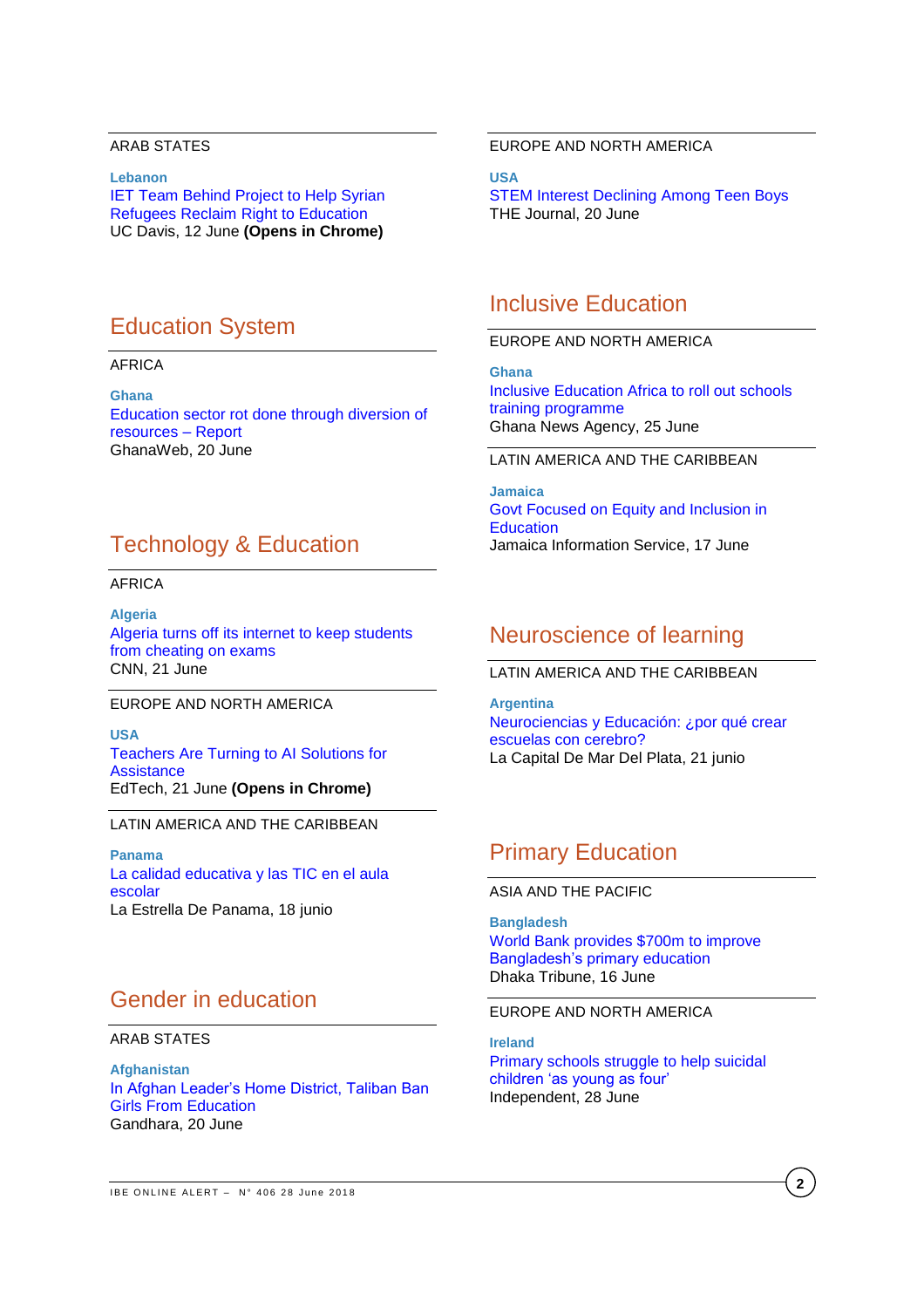ARAB STATES

**Lebanon**
IET Team Behind Project to Help Syrian Refugees Reclaim Right to Education
UC Davis, 12 June **(Opens in Chrome)**

## Education System

AFRICA

**Ghana**
Education sector rot done through diversion of resources – Report
GhanaWeb, 20 June

## Technology & Education

AFRICA

**Algeria**
Algeria turns off its internet to keep students from cheating on exams
CNN, 21 June

EUROPE AND NORTH AMERICA

**USA**
Teachers Are Turning to AI Solutions for Assistance
EdTech, 21 June **(Opens in Chrome)**

LATIN AMERICA AND THE CARIBBEAN

**Panama**
La calidad educativa y las TIC en el aula escolar
La Estrella De Panama, 18 junio

## Gender in education

ARAB STATES

**Afghanistan**
In Afghan Leader's Home District, Taliban Ban Girls From Education
Gandhara, 20 June

EUROPE AND NORTH AMERICA

**USA**
STEM Interest Declining Among Teen Boys
THE Journal, 20 June

## Inclusive Education

EUROPE AND NORTH AMERICA

**Ghana**
Inclusive Education Africa to roll out schools training programme
Ghana News Agency, 25 June

LATIN AMERICA AND THE CARIBBEAN

**Jamaica**
Govt Focused on Equity and Inclusion in Education
Jamaica Information Service, 17 June

## Neuroscience of learning

LATIN AMERICA AND THE CARIBBEAN

**Argentina**
Neurociencias y Educación: ¿por qué crear escuelas con cerebro?
La Capital De Mar Del Plata, 21 junio

## Primary Education

ASIA AND THE PACIFIC

**Bangladesh**
World Bank provides $700m to improve Bangladesh's primary education
Dhaka Tribune, 16 June

EUROPE AND NORTH AMERICA

**Ireland**
Primary schools struggle to help suicidal children 'as young as four'
Independent, 28 June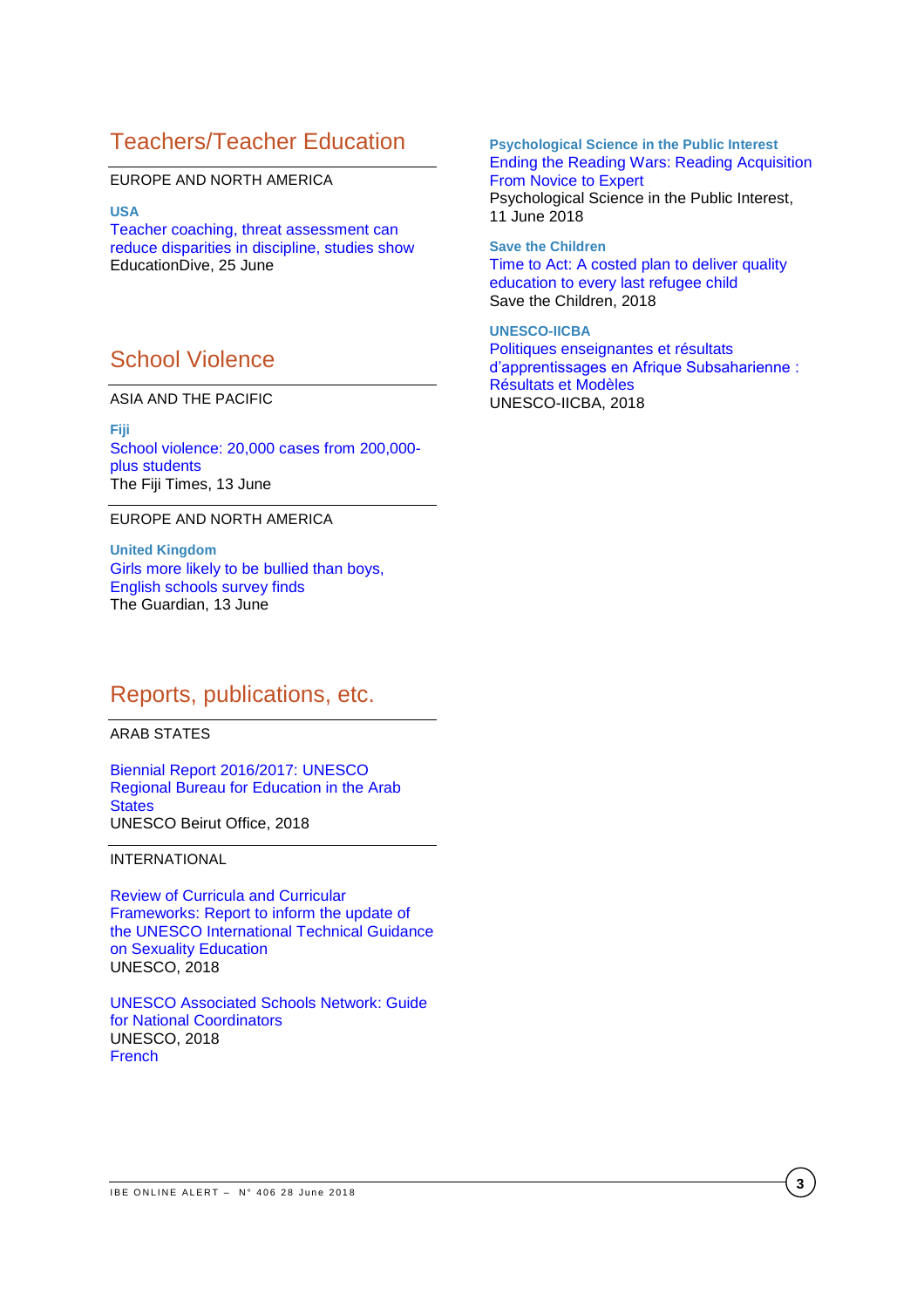## Teachers/Teacher Education

EUROPE AND NORTH AMERICA

**USA**

Teacher coaching, threat assessment can reduce disparities in discipline, studies show
EducationDive, 25 June

## School Violence

ASIA AND THE PACIFIC

**Fiji**

School violence: 20,000 cases from 200,000-plus students
The Fiji Times, 13 June

EUROPE AND NORTH AMERICA

**United Kingdom**

Girls more likely to be bullied than boys, English schools survey finds
The Guardian, 13 June

## Reports, publications, etc.

ARAB STATES

Biennial Report 2016/2017: UNESCO Regional Bureau for Education in the Arab States
UNESCO Beirut Office, 2018

INTERNATIONAL

Review of Curricula and Curricular Frameworks: Report to inform the update of the UNESCO International Technical Guidance on Sexuality Education
UNESCO, 2018

UNESCO Associated Schools Network: Guide for National Coordinators
UNESCO, 2018
French

**Psychological Science in the Public Interest**

Ending the Reading Wars: Reading Acquisition From Novice to Expert
Psychological Science in the Public Interest, 11 June 2018

**Save the Children**

Time to Act: A costed plan to deliver quality education to every last refugee child
Save the Children, 2018

**UNESCO-IICBA**

Politiques enseignantes et résultats d'apprentissages en Afrique Subsaharienne : Résultats et Modèles
UNESCO-IICBA, 2018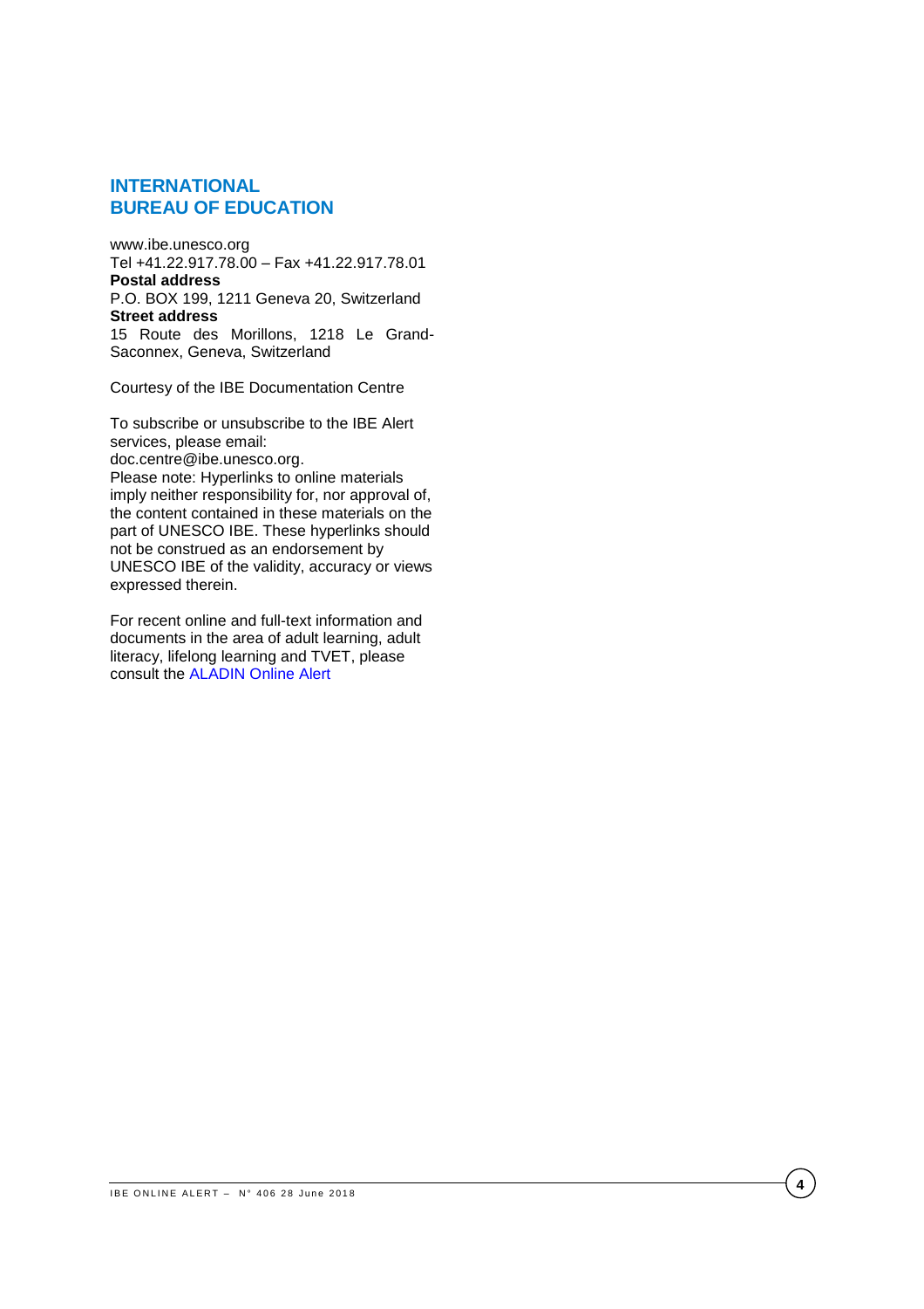## INTERNATIONAL BUREAU OF EDUCATION

www.ibe.unesco.org
Tel +41.22.917.78.00 – Fax +41.22.917.78.01
**Postal address**
P.O. BOX 199, 1211 Geneva 20, Switzerland
**Street address**
15 Route des Morillons, 1218 Le Grand-Saconnex, Geneva, Switzerland

Courtesy of the IBE Documentation Centre

To subscribe or unsubscribe to the IBE Alert services, please email: doc.centre@ibe.unesco.org.
Please note: Hyperlinks to online materials imply neither responsibility for, nor approval of, the content contained in these materials on the part of UNESCO IBE. These hyperlinks should not be construed as an endorsement by UNESCO IBE of the validity, accuracy or views expressed therein.

For recent online and full-text information and documents in the area of adult learning, adult literacy, lifelong learning and TVET, please consult the ALADIN Online Alert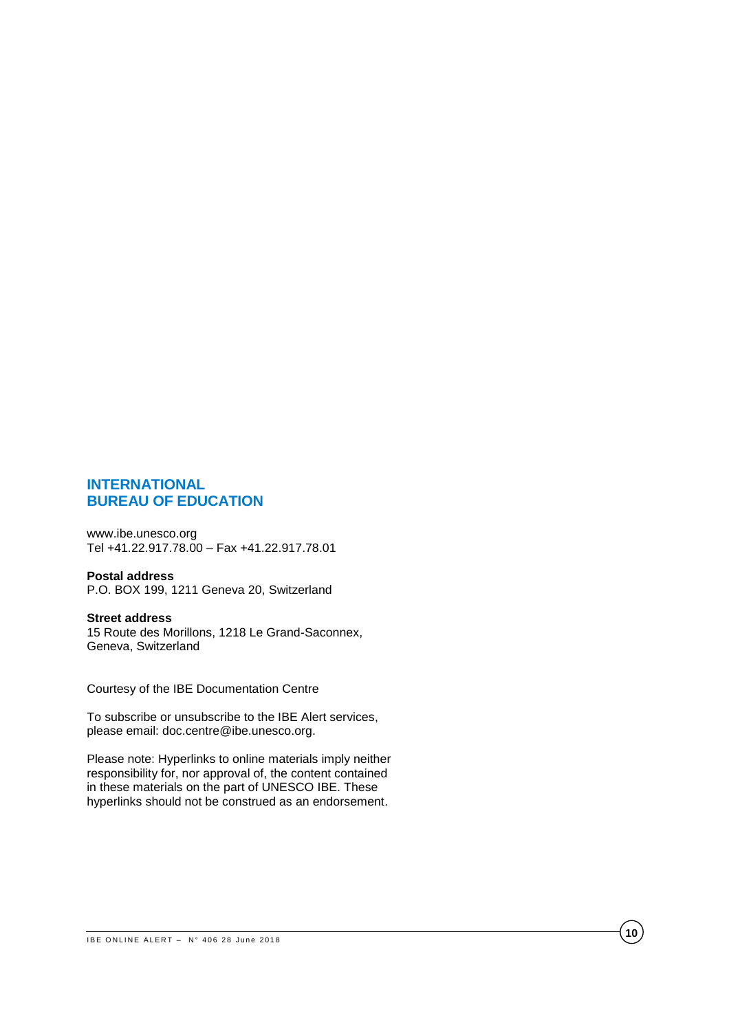## INTERNATIONAL BUREAU OF EDUCATION

www.ibe.unesco.org
Tel +41.22.917.78.00 – Fax +41.22.917.78.01

**Postal address**
P.O. BOX 199, 1211 Geneva 20, Switzerland

**Street address**
15 Route des Morillons, 1218 Le Grand-Saconnex, Geneva, Switzerland

Courtesy of the IBE Documentation Centre

To subscribe or unsubscribe to the IBE Alert services, please email: doc.centre@ibe.unesco.org.

Please note: Hyperlinks to online materials imply neither responsibility for, nor approval of, the content contained in these materials on the part of UNESCO IBE. These hyperlinks should not be construed as an endorsement.